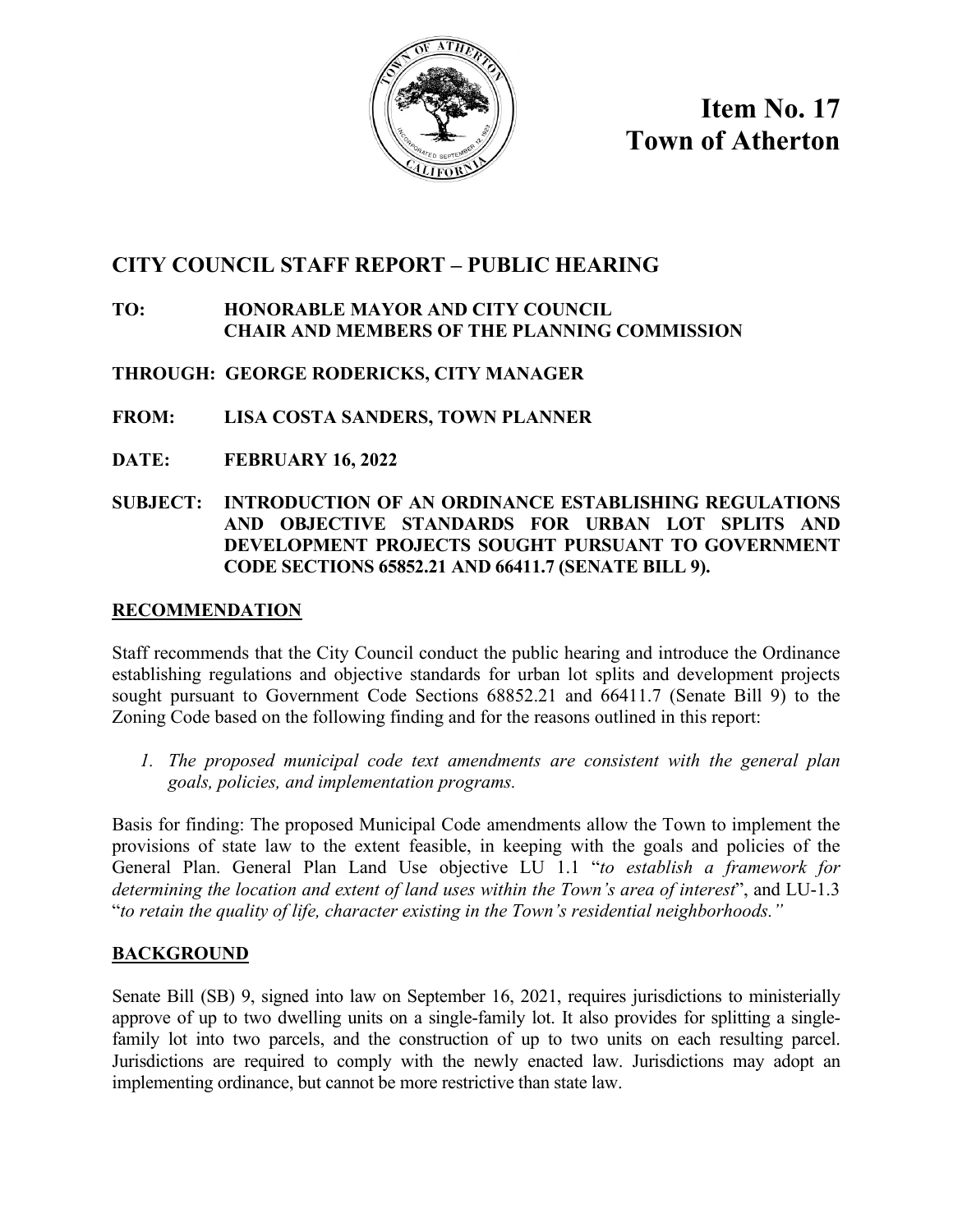# Item No. 17
# Town of Atherton

## CITY COUNCIL STAFF REPORT – PUBLIC HEARING

**TO:** **HONORABLE MAYOR AND CITY COUNCIL**
**CHAIR AND MEMBERS OF THE PLANNING COMMISSION**

**THROUGH: GEORGE RODERICKS, CITY MANAGER**

**FROM: LISA COSTA SANDERS, TOWN PLANNER**

**DATE: FEBRUARY 16, 2022**

**SUBJECT: INTRODUCTION OF AN ORDINANCE ESTABLISHING REGULATIONS AND OBJECTIVE STANDARDS FOR URBAN LOT SPLITS AND DEVELOPMENT PROJECTS SOUGHT PURSUANT TO GOVERNMENT CODE SECTIONS 65852.21 AND 66411.7 (SENATE BILL 9).**

### RECOMMENDATION

Staff recommends that the City Council conduct the public hearing and introduce the Ordinance establishing regulations and objective standards for urban lot splits and development projects sought pursuant to Government Code Sections 68852.21 and 66411.7 (Senate Bill 9) to the Zoning Code based on the following finding and for the reasons outlined in this report:

1. *The proposed municipal code text amendments are consistent with the general plan goals, policies, and implementation programs.*

Basis for finding: The proposed Municipal Code amendments allow the Town to implement the provisions of state law to the extent feasible, in keeping with the goals and policies of the General Plan. General Plan Land Use objective LU 1.1 "*to establish a framework for determining the location and extent of land uses within the Town's area of interest*", and LU-1.3 "*to retain the quality of life, character existing in the Town's residential neighborhoods.*"

### BACKGROUND

Senate Bill (SB) 9, signed into law on September 16, 2021, requires jurisdictions to ministerially approve of up to two dwelling units on a single-family lot. It also provides for splitting a single-family lot into two parcels, and the construction of up to two units on each resulting parcel. Jurisdictions are required to comply with the newly enacted law. Jurisdictions may adopt an implementing ordinance, but cannot be more restrictive than state law.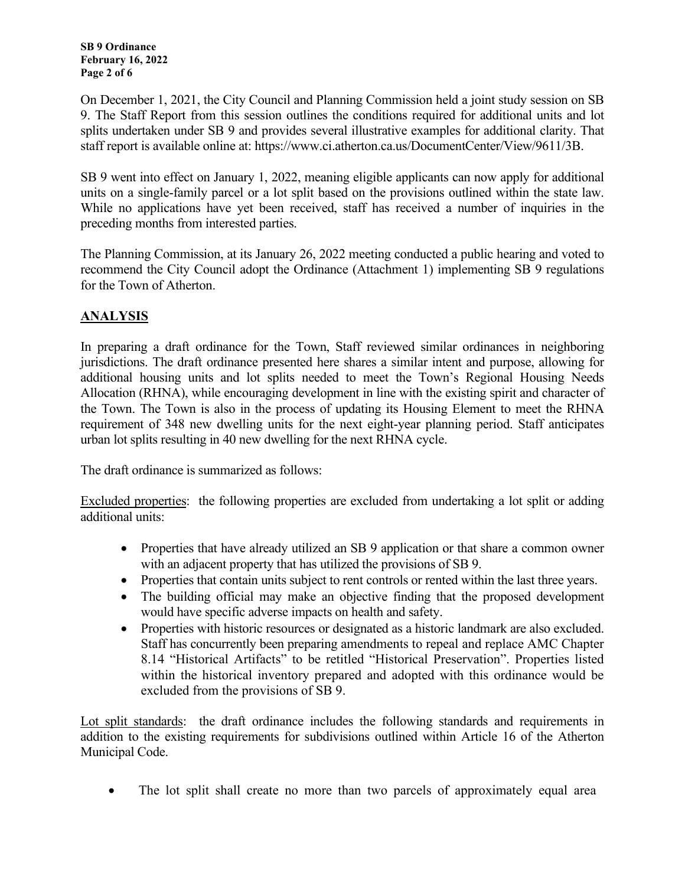On December 1, 2021, the City Council and Planning Commission held a joint study session on SB 9. The Staff Report from this session outlines the conditions required for additional units and lot splits undertaken under SB 9 and provides several illustrative examples for additional clarity. That staff report is available online at: https://www.ci.atherton.ca.us/DocumentCenter/View/9611/3B.

SB 9 went into effect on January 1, 2022, meaning eligible applicants can now apply for additional units on a single-family parcel or a lot split based on the provisions outlined within the state law. While no applications have yet been received, staff has received a number of inquiries in the preceding months from interested parties.

The Planning Commission, at its January 26, 2022 meeting conducted a public hearing and voted to recommend the City Council adopt the Ordinance (Attachment 1) implementing SB 9 regulations for the Town of Atherton.

## ANALYSIS

In preparing a draft ordinance for the Town, Staff reviewed similar ordinances in neighboring jurisdictions. The draft ordinance presented here shares a similar intent and purpose, allowing for additional housing units and lot splits needed to meet the Town's Regional Housing Needs Allocation (RHNA), while encouraging development in line with the existing spirit and character of the Town. The Town is also in the process of updating its Housing Element to meet the RHNA requirement of 348 new dwelling units for the next eight-year planning period. Staff anticipates urban lot splits resulting in 40 new dwelling for the next RHNA cycle.

The draft ordinance is summarized as follows:

Excluded properties: the following properties are excluded from undertaking a lot split or adding additional units:

- Properties that have already utilized an SB 9 application or that share a common owner with an adjacent property that has utilized the provisions of SB 9.
- Properties that contain units subject to rent controls or rented within the last three years.
- The building official may make an objective finding that the proposed development would have specific adverse impacts on health and safety.
- Properties with historic resources or designated as a historic landmark are also excluded. Staff has concurrently been preparing amendments to repeal and replace AMC Chapter 8.14 "Historical Artifacts" to be retitled "Historical Preservation". Properties listed within the historical inventory prepared and adopted with this ordinance would be excluded from the provisions of SB 9.

Lot split standards: the draft ordinance includes the following standards and requirements in addition to the existing requirements for subdivisions outlined within Article 16 of the Atherton Municipal Code.

- The lot split shall create no more than two parcels of approximately equal area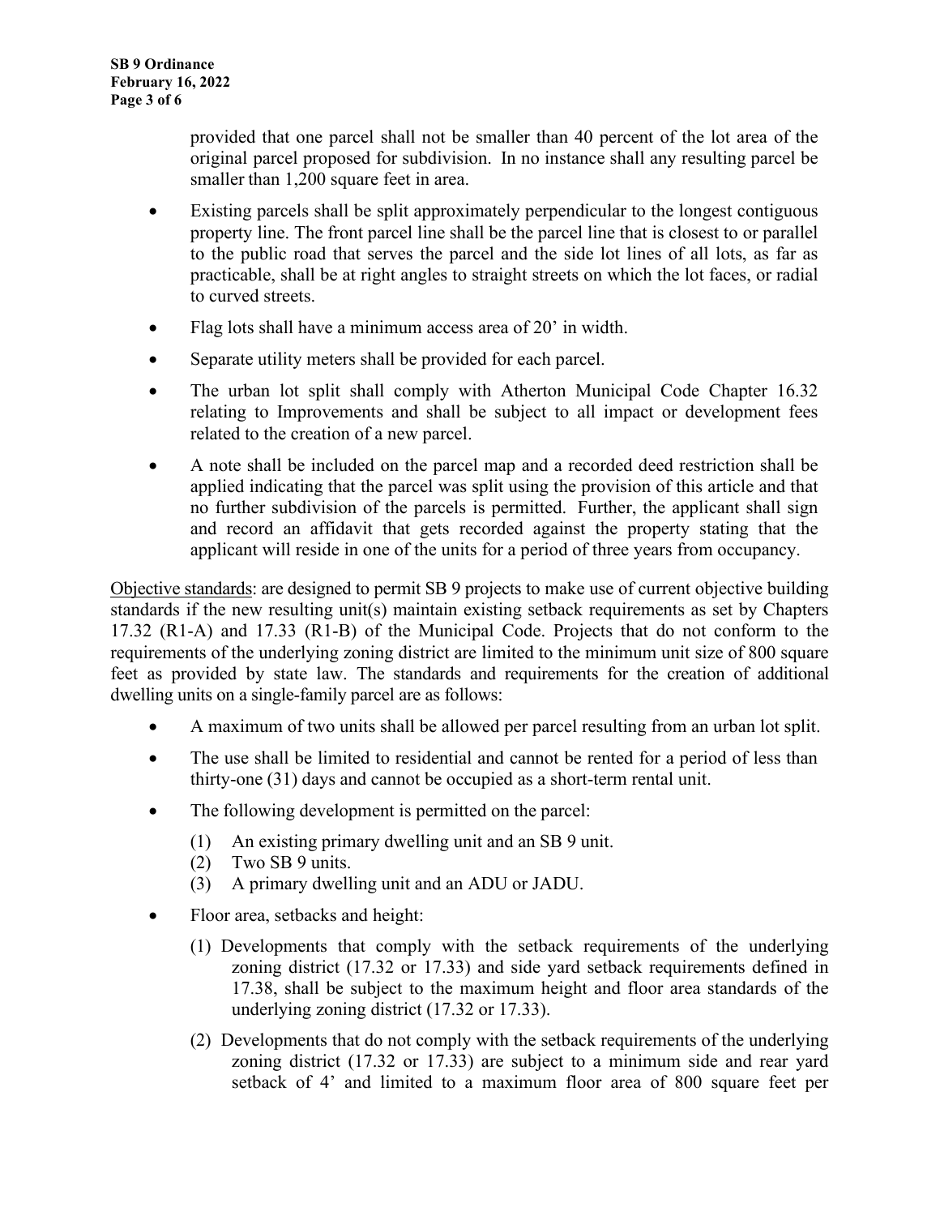provided that one parcel shall not be smaller than 40 percent of the lot area of the original parcel proposed for subdivision. In no instance shall any resulting parcel be smaller than 1,200 square feet in area.

- Existing parcels shall be split approximately perpendicular to the longest contiguous property line. The front parcel line shall be the parcel line that is closest to or parallel to the public road that serves the parcel and the side lot lines of all lots, as far as practicable, shall be at right angles to straight streets on which the lot faces, or radial to curved streets.
- Flag lots shall have a minimum access area of 20' in width.
- Separate utility meters shall be provided for each parcel.
- The urban lot split shall comply with Atherton Municipal Code Chapter 16.32 relating to Improvements and shall be subject to all impact or development fees related to the creation of a new parcel.
- A note shall be included on the parcel map and a recorded deed restriction shall be applied indicating that the parcel was split using the provision of this article and that no further subdivision of the parcels is permitted. Further, the applicant shall sign and record an affidavit that gets recorded against the property stating that the applicant will reside in one of the units for a period of three years from occupancy.

Objective standards: are designed to permit SB 9 projects to make use of current objective building standards if the new resulting unit(s) maintain existing setback requirements as set by Chapters 17.32 (R1-A) and 17.33 (R1-B) of the Municipal Code. Projects that do not conform to the requirements of the underlying zoning district are limited to the minimum unit size of 800 square feet as provided by state law. The standards and requirements for the creation of additional dwelling units on a single-family parcel are as follows:

- A maximum of two units shall be allowed per parcel resulting from an urban lot split.
- The use shall be limited to residential and cannot be rented for a period of less than thirty-one (31) days and cannot be occupied as a short-term rental unit.
- The following development is permitted on the parcel:
  (1) An existing primary dwelling unit and an SB 9 unit.
  (2) Two SB 9 units.
  (3) A primary dwelling unit and an ADU or JADU.
- Floor area, setbacks and height:
  (1) Developments that comply with the setback requirements of the underlying zoning district (17.32 or 17.33) and side yard setback requirements defined in 17.38, shall be subject to the maximum height and floor area standards of the underlying zoning district (17.32 or 17.33).
  (2) Developments that do not comply with the setback requirements of the underlying zoning district (17.32 or 17.33) are subject to a minimum side and rear yard setback of 4' and limited to a maximum floor area of 800 square feet per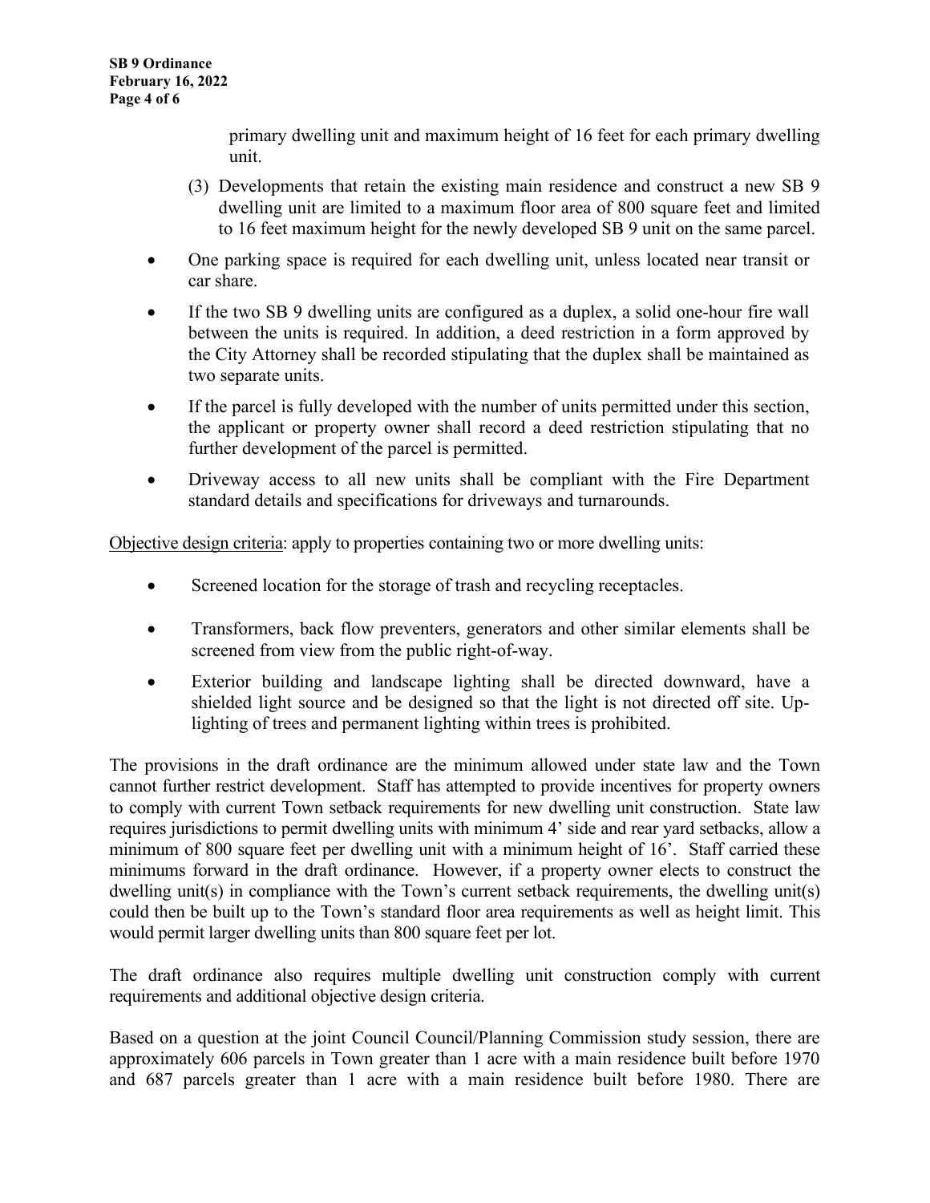primary dwelling unit and maximum height of 16 feet for each primary dwelling unit.

(3) Developments that retain the existing main residence and construct a new SB 9 dwelling unit are limited to a maximum floor area of 800 square feet and limited to 16 feet maximum height for the newly developed SB 9 unit on the same parcel.

- One parking space is required for each dwelling unit, unless located near transit or car share.
- If the two SB 9 dwelling units are configured as a duplex, a solid one-hour fire wall between the units is required. In addition, a deed restriction in a form approved by the City Attorney shall be recorded stipulating that the duplex shall be maintained as two separate units.
- If the parcel is fully developed with the number of units permitted under this section, the applicant or property owner shall record a deed restriction stipulating that no further development of the parcel is permitted.
- Driveway access to all new units shall be compliant with the Fire Department standard details and specifications for driveways and turnarounds.

<u>Objective design criteria</u>: apply to properties containing two or more dwelling units:

- Screened location for the storage of trash and recycling receptacles.
- Transformers, back flow preventers, generators and other similar elements shall be screened from view from the public right-of-way.
- Exterior building and landscape lighting shall be directed downward, have a shielded light source and be designed so that the light is not directed off site. Up-lighting of trees and permanent lighting within trees is prohibited.

The provisions in the draft ordinance are the minimum allowed under state law and the Town cannot further restrict development. Staff has attempted to provide incentives for property owners to comply with current Town setback requirements for new dwelling unit construction. State law requires jurisdictions to permit dwelling units with minimum 4' side and rear yard setbacks, allow a minimum of 800 square feet per dwelling unit with a minimum height of 16'. Staff carried these minimums forward in the draft ordinance. However, if a property owner elects to construct the dwelling unit(s) in compliance with the Town's current setback requirements, the dwelling unit(s) could then be built up to the Town's standard floor area requirements as well as height limit. This would permit larger dwelling units than 800 square feet per lot.

The draft ordinance also requires multiple dwelling unit construction comply with current requirements and additional objective design criteria.

Based on a question at the joint Council Council/Planning Commission study session, there are approximately 606 parcels in Town greater than 1 acre with a main residence built before 1970 and 687 parcels greater than 1 acre with a main residence built before 1980. There are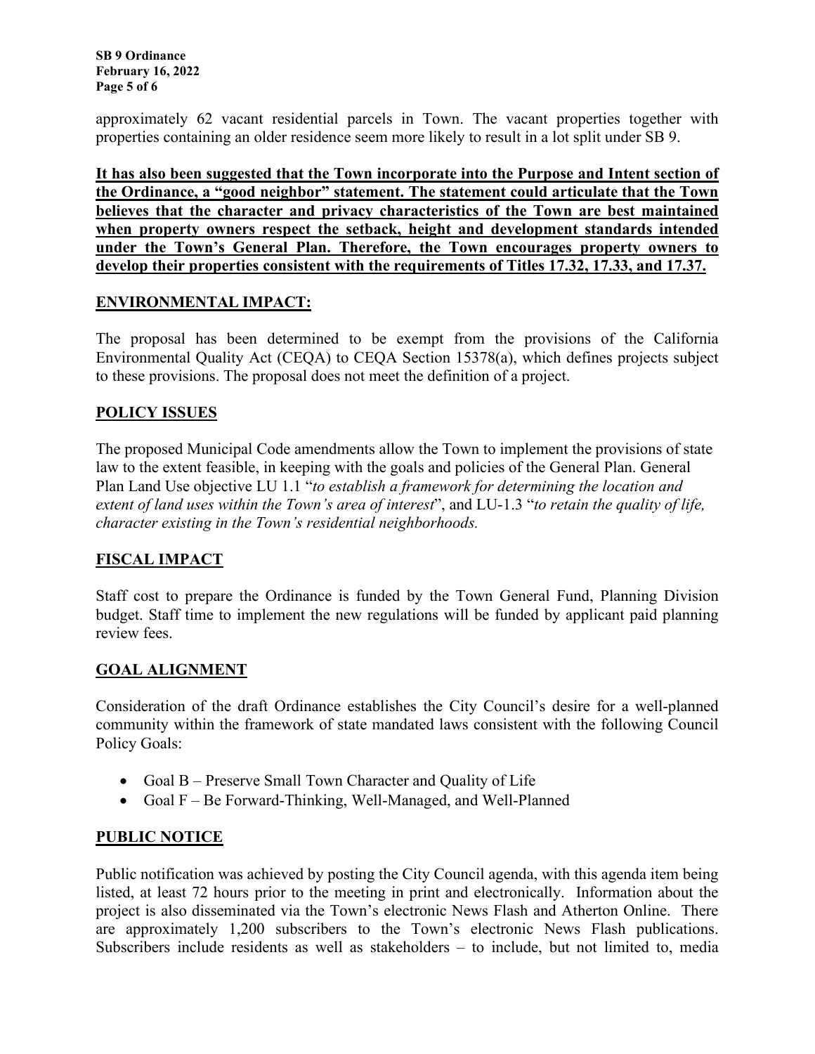approximately 62 vacant residential parcels in Town. The vacant properties together with properties containing an older residence seem more likely to result in a lot split under SB 9.

**It has also been suggested that the Town incorporate into the Purpose and Intent section of the Ordinance, a "good neighbor" statement. The statement could articulate that the Town believes that the character and privacy characteristics of the Town are best maintained when property owners respect the setback, height and development standards intended under the Town's General Plan. Therefore, the Town encourages property owners to develop their properties consistent with the requirements of Titles 17.32, 17.33, and 17.37.**

## ENVIRONMENTAL IMPACT:

The proposal has been determined to be exempt from the provisions of the California Environmental Quality Act (CEQA) to CEQA Section 15378(a), which defines projects subject to these provisions. The proposal does not meet the definition of a project.

## POLICY ISSUES

The proposed Municipal Code amendments allow the Town to implement the provisions of state law to the extent feasible, in keeping with the goals and policies of the General Plan. General Plan Land Use objective LU 1.1 "*to establish a framework for determining the location and extent of land uses within the Town's area of interest*", and LU-1.3 "*to retain the quality of life, character existing in the Town's residential neighborhoods.*

## FISCAL IMPACT

Staff cost to prepare the Ordinance is funded by the Town General Fund, Planning Division budget. Staff time to implement the new regulations will be funded by applicant paid planning review fees.

## GOAL ALIGNMENT

Consideration of the draft Ordinance establishes the City Council's desire for a well-planned community within the framework of state mandated laws consistent with the following Council Policy Goals:

- Goal B – Preserve Small Town Character and Quality of Life
- Goal F – Be Forward-Thinking, Well-Managed, and Well-Planned

## PUBLIC NOTICE

Public notification was achieved by posting the City Council agenda, with this agenda item being listed, at least 72 hours prior to the meeting in print and electronically. Information about the project is also disseminated via the Town's electronic News Flash and Atherton Online. There are approximately 1,200 subscribers to the Town's electronic News Flash publications. Subscribers include residents as well as stakeholders – to include, but not limited to, media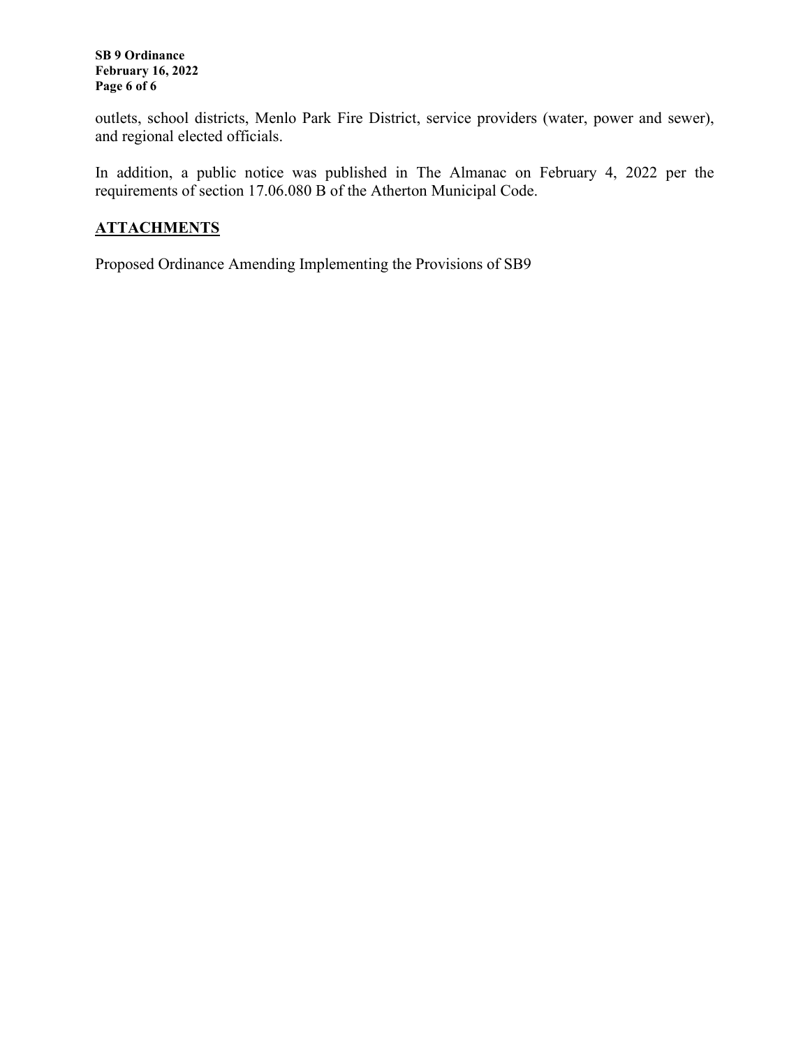outlets, school districts, Menlo Park Fire District, service providers (water, power and sewer), and regional elected officials.

In addition, a public notice was published in The Almanac on February 4, 2022 per the requirements of section 17.06.080 B of the Atherton Municipal Code.

## ATTACHMENTS

Proposed Ordinance Amending Implementing the Provisions of SB9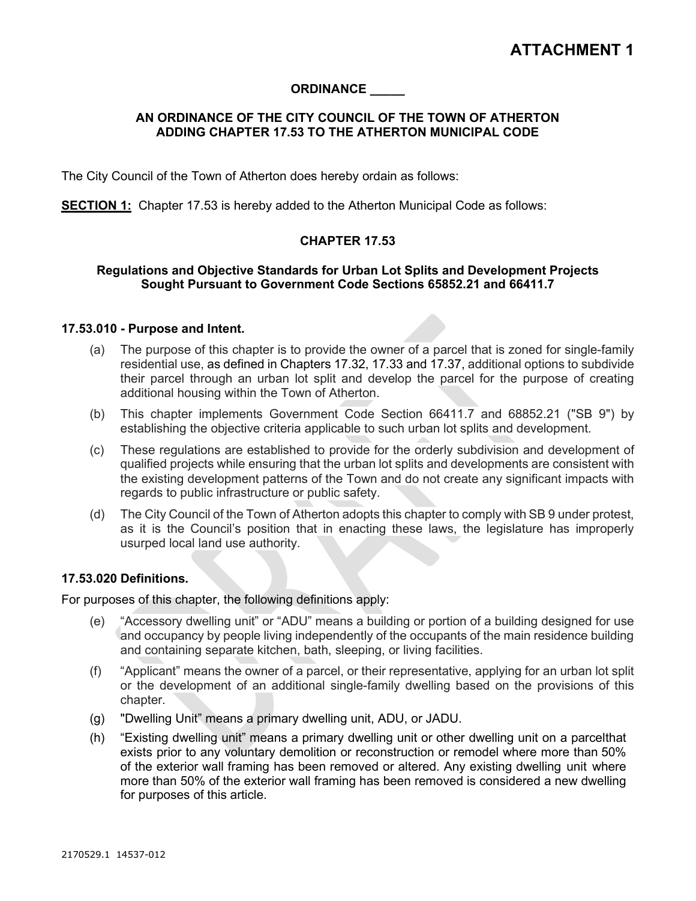# ATTACHMENT 1

**ORDINANCE _____**

**AN ORDINANCE OF THE CITY COUNCIL OF THE TOWN OF ATHERTON ADDING CHAPTER 17.53 TO THE ATHERTON MUNICIPAL CODE**

The City Council of the Town of Atherton does hereby ordain as follows:

**SECTION 1:** Chapter 17.53 is hereby added to the Atherton Municipal Code as follows:

## CHAPTER 17.53

**Regulations and Objective Standards for Urban Lot Splits and Development Projects Sought Pursuant to Government Code Sections 65852.21 and 66411.7**

### 17.53.010 - Purpose and Intent.

(a) The purpose of this chapter is to provide the owner of a parcel that is zoned for single-family residential use, as defined in Chapters 17.32, 17.33 and 17.37, additional options to subdivide their parcel through an urban lot split and develop the parcel for the purpose of creating additional housing within the Town of Atherton.

(b) This chapter implements Government Code Section 66411.7 and 68852.21 ("SB 9") by establishing the objective criteria applicable to such urban lot splits and development.

(c) These regulations are established to provide for the orderly subdivision and development of qualified projects while ensuring that the urban lot splits and developments are consistent with the existing development patterns of the Town and do not create any significant impacts with regards to public infrastructure or public safety.

(d) The City Council of the Town of Atherton adopts this chapter to comply with SB 9 under protest, as it is the Council's position that in enacting these laws, the legislature has improperly usurped local land use authority.

### 17.53.020 Definitions.

For purposes of this chapter, the following definitions apply:

(e) "Accessory dwelling unit" or "ADU" means a building or portion of a building designed for use and occupancy by people living independently of the occupants of the main residence building and containing separate kitchen, bath, sleeping, or living facilities.

(f) "Applicant" means the owner of a parcel, or their representative, applying for an urban lot split or the development of an additional single-family dwelling based on the provisions of this chapter.

(g) "Dwelling Unit" means a primary dwelling unit, ADU, or JADU.

(h) "Existing dwelling unit" means a primary dwelling unit or other dwelling unit on a parcelthat exists prior to any voluntary demolition or reconstruction or remodel where more than 50% of the exterior wall framing has been removed or altered. Any existing dwelling unit where more than 50% of the exterior wall framing has been removed is considered a new dwelling for purposes of this article.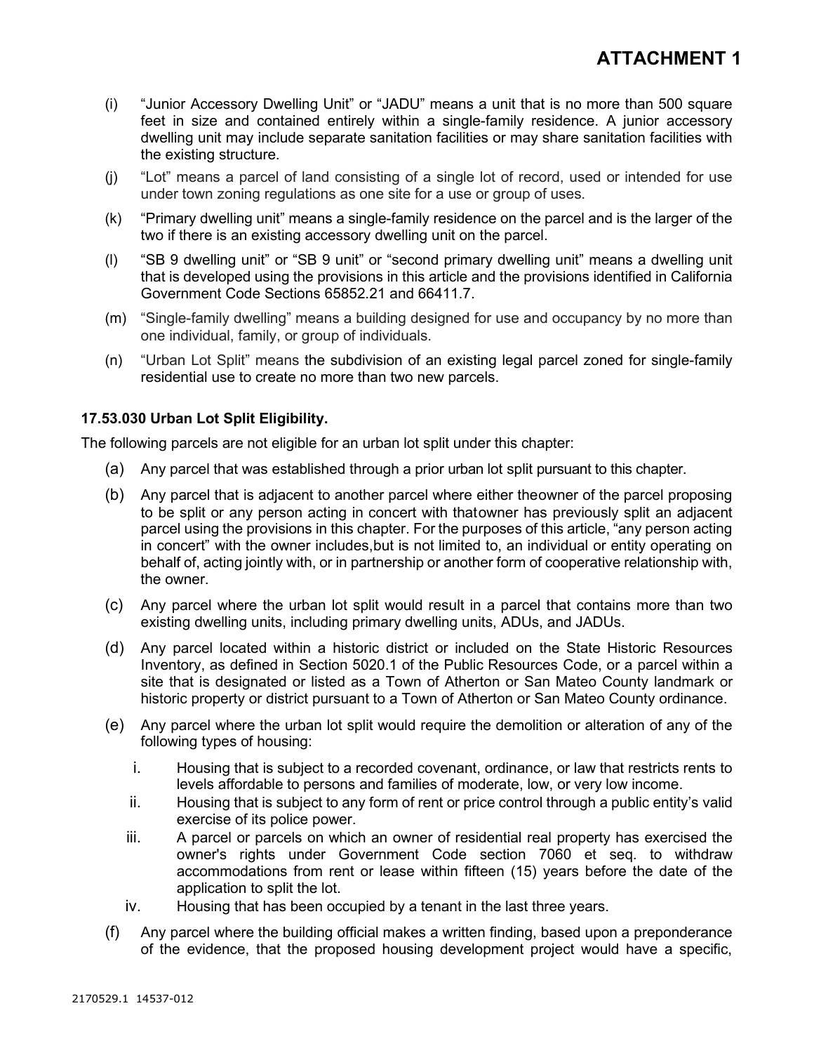# ATTACHMENT 1

(i) "Junior Accessory Dwelling Unit" or "JADU" means a unit that is no more than 500 square feet in size and contained entirely within a single-family residence. A junior accessory dwelling unit may include separate sanitation facilities or may share sanitation facilities with the existing structure.

(j) "Lot" means a parcel of land consisting of a single lot of record, used or intended for use under town zoning regulations as one site for a use or group of uses.

(k) "Primary dwelling unit" means a single-family residence on the parcel and is the larger of the two if there is an existing accessory dwelling unit on the parcel.

(l) "SB 9 dwelling unit" or "SB 9 unit" or "second primary dwelling unit" means a dwelling unit that is developed using the provisions in this article and the provisions identified in California Government Code Sections 65852.21 and 66411.7.

(m) "Single-family dwelling" means a building designed for use and occupancy by no more than one individual, family, or group of individuals.

(n) "Urban Lot Split" means the subdivision of an existing legal parcel zoned for single-family residential use to create no more than two new parcels.

**17.53.030 Urban Lot Split Eligibility.**

The following parcels are not eligible for an urban lot split under this chapter:

(a) Any parcel that was established through a prior urban lot split pursuant to this chapter.

(b) Any parcel that is adjacent to another parcel where either theowner of the parcel proposing to be split or any person acting in concert with thatowner has previously split an adjacent parcel using the provisions in this chapter. For the purposes of this article, "any person acting in concert" with the owner includes,but is not limited to, an individual or entity operating on behalf of, acting jointly with, or in partnership or another form of cooperative relationship with, the owner.

(c) Any parcel where the urban lot split would result in a parcel that contains more than two existing dwelling units, including primary dwelling units, ADUs, and JADUs.

(d) Any parcel located within a historic district or included on the State Historic Resources Inventory, as defined in Section 5020.1 of the Public Resources Code, or a parcel within a site that is designated or listed as a Town of Atherton or San Mateo County landmark or historic property or district pursuant to a Town of Atherton or San Mateo County ordinance.

(e) Any parcel where the urban lot split would require the demolition or alteration of any of the following types of housing:

i. Housing that is subject to a recorded covenant, ordinance, or law that restricts rents to levels affordable to persons and families of moderate, low, or very low income.

ii. Housing that is subject to any form of rent or price control through a public entity's valid exercise of its police power.

iii. A parcel or parcels on which an owner of residential real property has exercised the owner's rights under Government Code section 7060 et seq. to withdraw accommodations from rent or lease within fifteen (15) years before the date of the application to split the lot.

iv. Housing that has been occupied by a tenant in the last three years.

(f) Any parcel where the building official makes a written finding, based upon a preponderance of the evidence, that the proposed housing development project would have a specific,

2170529.1 14537-012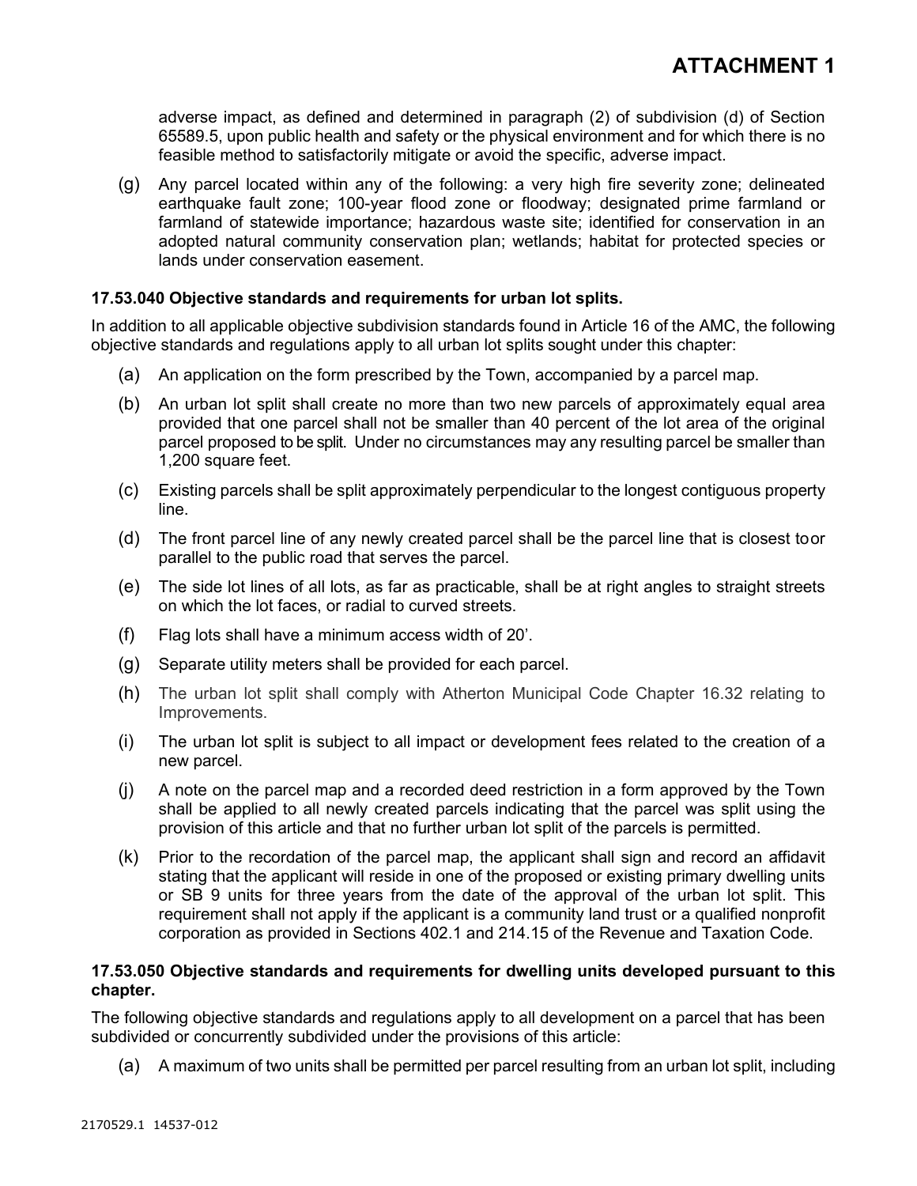adverse impact, as defined and determined in paragraph (2) of subdivision (d) of Section 65589.5, upon public health and safety or the physical environment and for which there is no feasible method to satisfactorily mitigate or avoid the specific, adverse impact.

(g) Any parcel located within any of the following: a very high fire severity zone; delineated earthquake fault zone; 100-year flood zone or floodway; designated prime farmland or farmland of statewide importance; hazardous waste site; identified for conservation in an adopted natural community conservation plan; wetlands; habitat for protected species or lands under conservation easement.

**17.53.040 Objective standards and requirements for urban lot splits.**

In addition to all applicable objective subdivision standards found in Article 16 of the AMC, the following objective standards and regulations apply to all urban lot splits sought under this chapter:

(a) An application on the form prescribed by the Town, accompanied by a parcel map.

(b) An urban lot split shall create no more than two new parcels of approximately equal area provided that one parcel shall not be smaller than 40 percent of the lot area of the original parcel proposed to be split. Under no circumstances may any resulting parcel be smaller than 1,200 square feet.

(c) Existing parcels shall be split approximately perpendicular to the longest contiguous property line.

(d) The front parcel line of any newly created parcel shall be the parcel line that is closest toor parallel to the public road that serves the parcel.

(e) The side lot lines of all lots, as far as practicable, shall be at right angles to straight streets on which the lot faces, or radial to curved streets.

(f) Flag lots shall have a minimum access width of 20'.

(g) Separate utility meters shall be provided for each parcel.

(h) The urban lot split shall comply with Atherton Municipal Code Chapter 16.32 relating to Improvements.

(i) The urban lot split is subject to all impact or development fees related to the creation of a new parcel.

(j) A note on the parcel map and a recorded deed restriction in a form approved by the Town shall be applied to all newly created parcels indicating that the parcel was split using the provision of this article and that no further urban lot split of the parcels is permitted.

(k) Prior to the recordation of the parcel map, the applicant shall sign and record an affidavit stating that the applicant will reside in one of the proposed or existing primary dwelling units or SB 9 units for three years from the date of the approval of the urban lot split. This requirement shall not apply if the applicant is a community land trust or a qualified nonprofit corporation as provided in Sections 402.1 and 214.15 of the Revenue and Taxation Code.

**17.53.050 Objective standards and requirements for dwelling units developed pursuant to this chapter.**

The following objective standards and regulations apply to all development on a parcel that has been subdivided or concurrently subdivided under the provisions of this article:

(a) A maximum of two units shall be permitted per parcel resulting from an urban lot split, including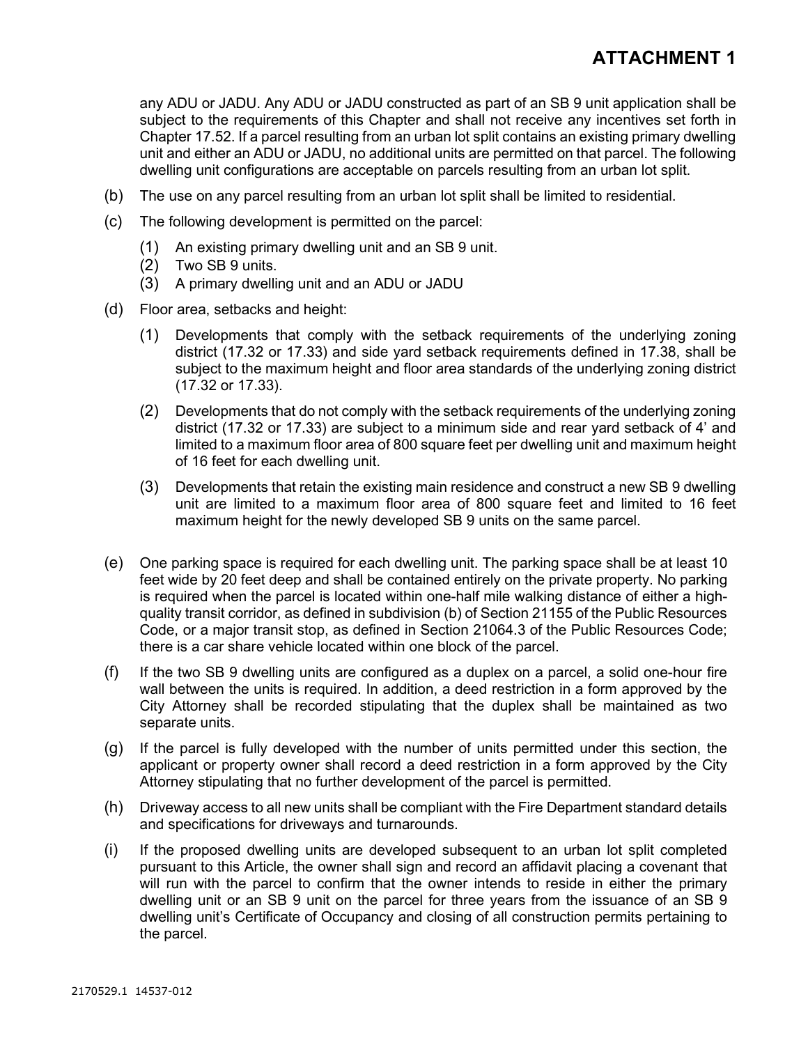# ATTACHMENT 1

any ADU or JADU. Any ADU or JADU constructed as part of an SB 9 unit application shall be subject to the requirements of this Chapter and shall not receive any incentives set forth in Chapter 17.52. If a parcel resulting from an urban lot split contains an existing primary dwelling unit and either an ADU or JADU, no additional units are permitted on that parcel. The following dwelling unit configurations are acceptable on parcels resulting from an urban lot split.

(b) The use on any parcel resulting from an urban lot split shall be limited to residential.

(c) The following development is permitted on the parcel:

   (1) An existing primary dwelling unit and an SB 9 unit.
   (2) Two SB 9 units.
   (3) A primary dwelling unit and an ADU or JADU

(d) Floor area, setbacks and height:

   (1) Developments that comply with the setback requirements of the underlying zoning district (17.32 or 17.33) and side yard setback requirements defined in 17.38, shall be subject to the maximum height and floor area standards of the underlying zoning district (17.32 or 17.33).

   (2) Developments that do not comply with the setback requirements of the underlying zoning district (17.32 or 17.33) are subject to a minimum side and rear yard setback of 4' and limited to a maximum floor area of 800 square feet per dwelling unit and maximum height of 16 feet for each dwelling unit.

   (3) Developments that retain the existing main residence and construct a new SB 9 dwelling unit are limited to a maximum floor area of 800 square feet and limited to 16 feet maximum height for the newly developed SB 9 units on the same parcel.

(e) One parking space is required for each dwelling unit. The parking space shall be at least 10 feet wide by 20 feet deep and shall be contained entirely on the private property. No parking is required when the parcel is located within one-half mile walking distance of either a high-quality transit corridor, as defined in subdivision (b) of Section 21155 of the Public Resources Code, or a major transit stop, as defined in Section 21064.3 of the Public Resources Code; there is a car share vehicle located within one block of the parcel.

(f) If the two SB 9 dwelling units are configured as a duplex on a parcel, a solid one-hour fire wall between the units is required. In addition, a deed restriction in a form approved by the City Attorney shall be recorded stipulating that the duplex shall be maintained as two separate units.

(g) If the parcel is fully developed with the number of units permitted under this section, the applicant or property owner shall record a deed restriction in a form approved by the City Attorney stipulating that no further development of the parcel is permitted.

(h) Driveway access to all new units shall be compliant with the Fire Department standard details and specifications for driveways and turnarounds.

(i) If the proposed dwelling units are developed subsequent to an urban lot split completed pursuant to this Article, the owner shall sign and record an affidavit placing a covenant that will run with the parcel to confirm that the owner intends to reside in either the primary dwelling unit or an SB 9 unit on the parcel for three years from the issuance of an SB 9 dwelling unit's Certificate of Occupancy and closing of all construction permits pertaining to the parcel.

2170529.1 14537-012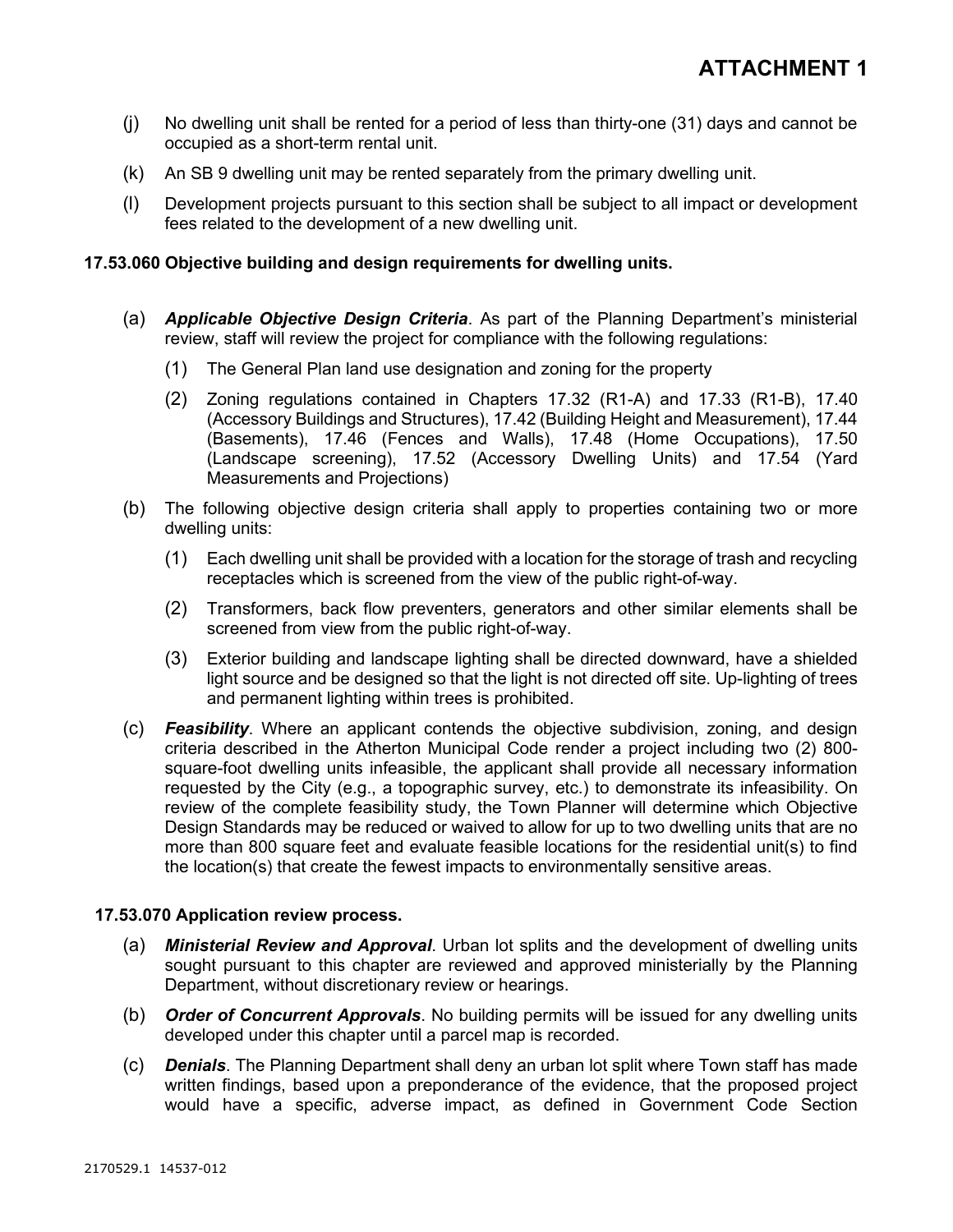# ATTACHMENT 1

(j) No dwelling unit shall be rented for a period of less than thirty-one (31) days and cannot be occupied as a short-term rental unit.

(k) An SB 9 dwelling unit may be rented separately from the primary dwelling unit.

(l) Development projects pursuant to this section shall be subject to all impact or development fees related to the development of a new dwelling unit.

**17.53.060 Objective building and design requirements for dwelling units.**

(a) ***Applicable Objective Design Criteria***. As part of the Planning Department's ministerial review, staff will review the project for compliance with the following regulations:

(1) The General Plan land use designation and zoning for the property

(2) Zoning regulations contained in Chapters 17.32 (R1-A) and 17.33 (R1-B), 17.40 (Accessory Buildings and Structures), 17.42 (Building Height and Measurement), 17.44 (Basements), 17.46 (Fences and Walls), 17.48 (Home Occupations), 17.50 (Landscape screening), 17.52 (Accessory Dwelling Units) and 17.54 (Yard Measurements and Projections)

(b) The following objective design criteria shall apply to properties containing two or more dwelling units:

(1) Each dwelling unit shall be provided with a location for the storage of trash and recycling receptacles which is screened from the view of the public right-of-way.

(2) Transformers, back flow preventers, generators and other similar elements shall be screened from view from the public right-of-way.

(3) Exterior building and landscape lighting shall be directed downward, have a shielded light source and be designed so that the light is not directed off site. Up-lighting of trees and permanent lighting within trees is prohibited.

(c) ***Feasibility***. Where an applicant contends the objective subdivision, zoning, and design criteria described in the Atherton Municipal Code render a project including two (2) 800-square-foot dwelling units infeasible, the applicant shall provide all necessary information requested by the City (e.g., a topographic survey, etc.) to demonstrate its infeasibility. On review of the complete feasibility study, the Town Planner will determine which Objective Design Standards may be reduced or waived to allow for up to two dwelling units that are no more than 800 square feet and evaluate feasible locations for the residential unit(s) to find the location(s) that create the fewest impacts to environmentally sensitive areas.

**17.53.070 Application review process.**

(a) ***Ministerial Review and Approval***. Urban lot splits and the development of dwelling units sought pursuant to this chapter are reviewed and approved ministerially by the Planning Department, without discretionary review or hearings.

(b) ***Order of Concurrent Approvals***. No building permits will be issued for any dwelling units developed under this chapter until a parcel map is recorded.

(c) ***Denials***. The Planning Department shall deny an urban lot split where Town staff has made written findings, based upon a preponderance of the evidence, that the proposed project would have a specific, adverse impact, as defined in Government Code Section

2170529.1 14537-012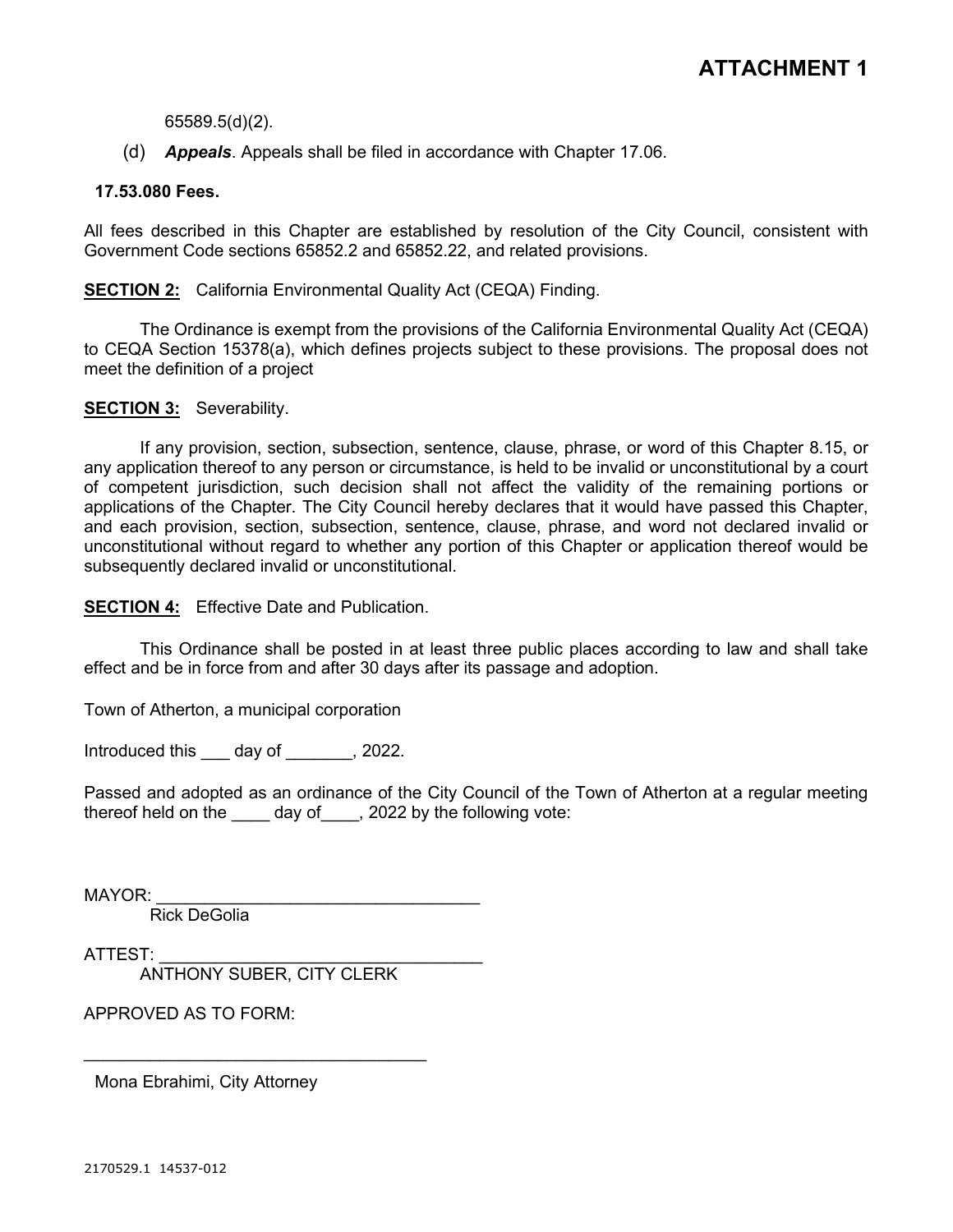# ATTACHMENT 1

65589.5(d)(2).

(d) ***Appeals***. Appeals shall be filed in accordance with Chapter 17.06.

**17.53.080 Fees.**

All fees described in this Chapter are established by resolution of the City Council, consistent with Government Code sections 65852.2 and 65852.22, and related provisions.

**SECTION 2:** California Environmental Quality Act (CEQA) Finding.

The Ordinance is exempt from the provisions of the California Environmental Quality Act (CEQA) to CEQA Section 15378(a), which defines projects subject to these provisions. The proposal does not meet the definition of a project

**SECTION 3:** Severability.

If any provision, section, subsection, sentence, clause, phrase, or word of this Chapter 8.15, or any application thereof to any person or circumstance, is held to be invalid or unconstitutional by a court of competent jurisdiction, such decision shall not affect the validity of the remaining portions or applications of the Chapter. The City Council hereby declares that it would have passed this Chapter, and each provision, section, subsection, sentence, clause, phrase, and word not declared invalid or unconstitutional without regard to whether any portion of this Chapter or application thereof would be subsequently declared invalid or unconstitutional.

**SECTION 4:** Effective Date and Publication.

This Ordinance shall be posted in at least three public places according to law and shall take effect and be in force from and after 30 days after its passage and adoption.

Town of Atherton, a municipal corporation

Introduced this ___ day of _______, 2022.

Passed and adopted as an ordinance of the City Council of the Town of Atherton at a regular meeting thereof held on the ____ day of____, 2022 by the following vote:

MAYOR: __________________________________
Rick DeGolia

ATTEST: __________________________________
ANTHONY SUBER, CITY CLERK

APPROVED AS TO FORM:

____________________________________
Mona Ebrahimi, City Attorney

2170529.1 14537-012